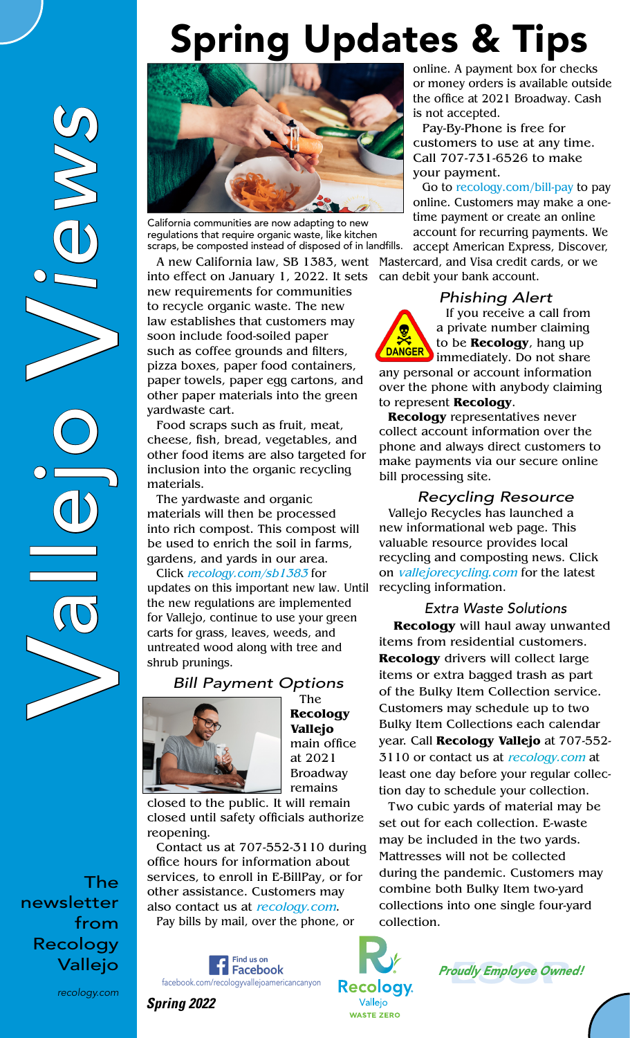# Vallejo Views

The newsletter from Recology Vallejo

recology.com

## Spring Updates & Tips

California communities are now adapting to new regulations that require organic waste, like kitchen scraps, be composted instead of disposed of in landfills.

A new California law, SB 1383, went into effect on January 1, 2022. It sets new requirements for communities to recycle organic waste. The new law establishes that customers may soon include food-soiled paper such as coffee grounds and filters, pizza boxes, paper food containers, paper towels, paper egg cartons, and other paper materials into the green yardwaste cart.

Food scraps such as fruit, meat, cheese, fish, bread, vegetables, and other food items are also targeted for inclusion into the organic recycling materials.

The yardwaste and organic materials will then be processed into rich compost. This compost will be used to enrich the soil in farms, gardens, and yards in our area.

Click *recology.com/sb1383* for updates on this important new law. Until the new regulations are implemented for Vallejo, continue to use your green carts for grass, leaves, weeds, and untreated wood along with tree and shrub prunings.

### *Bill Payment Options*

The **Recology Vallejo** main office at 2021 Broadway remains closed to the public. It will remain closed until safety officials authorize reopening.

Contact us at 707-552-3110 during office hours for information about services, to enroll in E-BillPay, or for other assistance. Customers may also contact us at *recology.com*.

Pay bills by mail, over the phone, or online. A payment box for checks or money orders is available outside the office at 2021 Broadway. Cash is not accepted.

Pay-By-Phone is free for customers to use at any time. Call 707-731-6526 to make your payment.

Go to recology.com/bill-pay to pay online. Customers may make a one-time payment or create an online account for recurring payments. We accept American Express, Discover, Mastercard, and Visa credit cards, or we can debit your bank account.

### *Phishing Alert*

DANGER

If you receive a call from a private number claiming to be **Recology**, hang up immediately. Do not share any personal or account information over the phone with anybody claiming to represent **Recology**.

**Recology** representatives never collect account information over the phone and always direct customers to make payments via our secure online bill processing site.

### *Recycling Resource*

Vallejo Recycles has launched a new informational web page. This valuable resource provides local recycling and composting news. Click on *vallejorecycling.com* for the latest recycling information.

### *Extra Waste Solutions*

**Recology** will haul away unwanted items from residential customers. **Recology** drivers will collect large items or extra bagged trash as part of the Bulky Item Collection service. Customers may schedule up to two Bulky Item Collections each calendar year. Call **Recology Vallejo** at 707-552-3110 or contact us at *recology.com* at least one day before your regular collection day to schedule your collection.

Two cubic yards of material may be set out for each collection. E-waste may be included in the two yards. Mattresses will not be collected during the pandemic. Customers may combine both Bulky Item two-yard collections into one single four-yard collection.

Find us on Facebook
facebook.com/recologyvallejoamericancanyon

***Spring 2022***

Recology Vallejo WASTE ZERO

***Proudly Employee Owned!***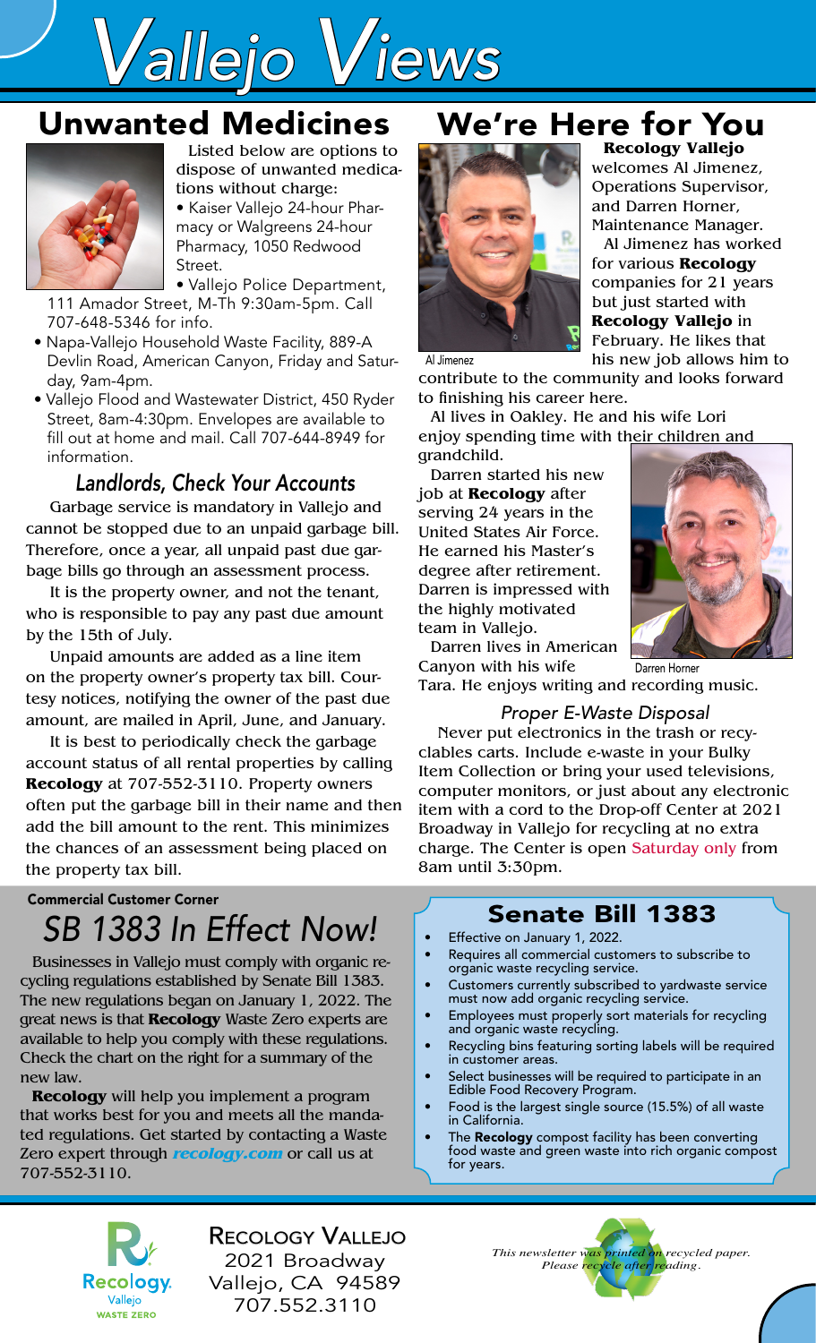# Vallejo Views

## Unwanted Medicines

Listed below are options to dispose of unwanted medications without charge:

- Kaiser Vallejo 24-hour Pharmacy or Walgreens 24-hour Pharmacy, 1050 Redwood Street.
- Vallejo Police Department, 111 Amador Street, M-Th 9:30am-5pm. Call 707-648-5346 for info.
- Napa-Vallejo Household Waste Facility, 889-A Devlin Road, American Canyon, Friday and Saturday, 9am-4pm.
- Vallejo Flood and Wastewater District, 450 Ryder Street, 8am-4:30pm. Envelopes are available to fill out at home and mail. Call 707-644-8949 for information.

### *Landlords, Check Your Accounts*

Garbage service is mandatory in Vallejo and cannot be stopped due to an unpaid garbage bill. Therefore, once a year, all unpaid past due garbage bills go through an assessment process.

It is the property owner, and not the tenant, who is responsible to pay any past due amount by the 15th of July.

Unpaid amounts are added as a line item on the property owner's property tax bill. Courtesy notices, notifying the owner of the past due amount, are mailed in April, June, and January.

It is best to periodically check the garbage account status of all rental properties by calling **Recology** at 707-552-3110. Property owners often put the garbage bill in their name and then add the bill amount to the rent. This minimizes the chances of an assessment being placed on the property tax bill.

## We're Here for You

**Recology Vallejo** welcomes Al Jimenez, Operations Supervisor, and Darren Horner, Maintenance Manager.

Al Jimenez

Al Jimenez has worked for various **Recology** companies for 21 years but just started with **Recology Vallejo** in February. He likes that his new job allows him to contribute to the community and looks forward to finishing his career here.

Al lives in Oakley. He and his wife Lori enjoy spending time with their children and grandchild.

Darren started his new job at **Recology** after serving 24 years in the United States Air Force. He earned his Master's degree after retirement. Darren is impressed with the highly motivated team in Vallejo.

Darren lives in American Canyon with his wife Tara. He enjoys writing and recording music.

Darren Horner

### *Proper E-Waste Disposal*

Never put electronics in the trash or recyclables carts. Include e-waste in your Bulky Item Collection or bring your used televisions, computer monitors, or just about any electronic item with a cord to the Drop-off Center at 2021 Broadway in Vallejo for recycling at no extra charge. The Center is open Saturday only from 8am until 3:30pm.

**Commercial Customer Corner**

## *SB 1383 In Effect Now!*

Businesses in Vallejo must comply with organic recycling regulations established by Senate Bill 1383. The new regulations began on January 1, 2022. The great news is that **Recology** Waste Zero experts are available to help you comply with these regulations. Check the chart on the right for a summary of the new law.

**Recology** will help you implement a program that works best for you and meets all the mandated regulations. Get started by contacting a Waste Zero expert through ***recology.com*** or call us at 707-552-3110.

## Senate Bill 1383

- Effective on January 1, 2022.
- Requires all commercial customers to subscribe to organic waste recycling service.
- Customers currently subscribed to yardwaste service must now add organic recycling service.
- Employees must properly sort materials for recycling and organic waste recycling.
- Recycling bins featuring sorting labels will be required in customer areas.
- Select businesses will be required to participate in an Edible Food Recovery Program.
- Food is the largest single source (15.5%) of all waste in California.
- The **Recology** compost facility has been converting food waste and green waste into rich organic compost for years.

Recology Vallejo WASTE ZERO

RECOLOGY VALLEJO
2021 Broadway
Vallejo, CA 94589
707.552.3110

*This newsletter was printed on recycled paper. Please recycle after reading.*